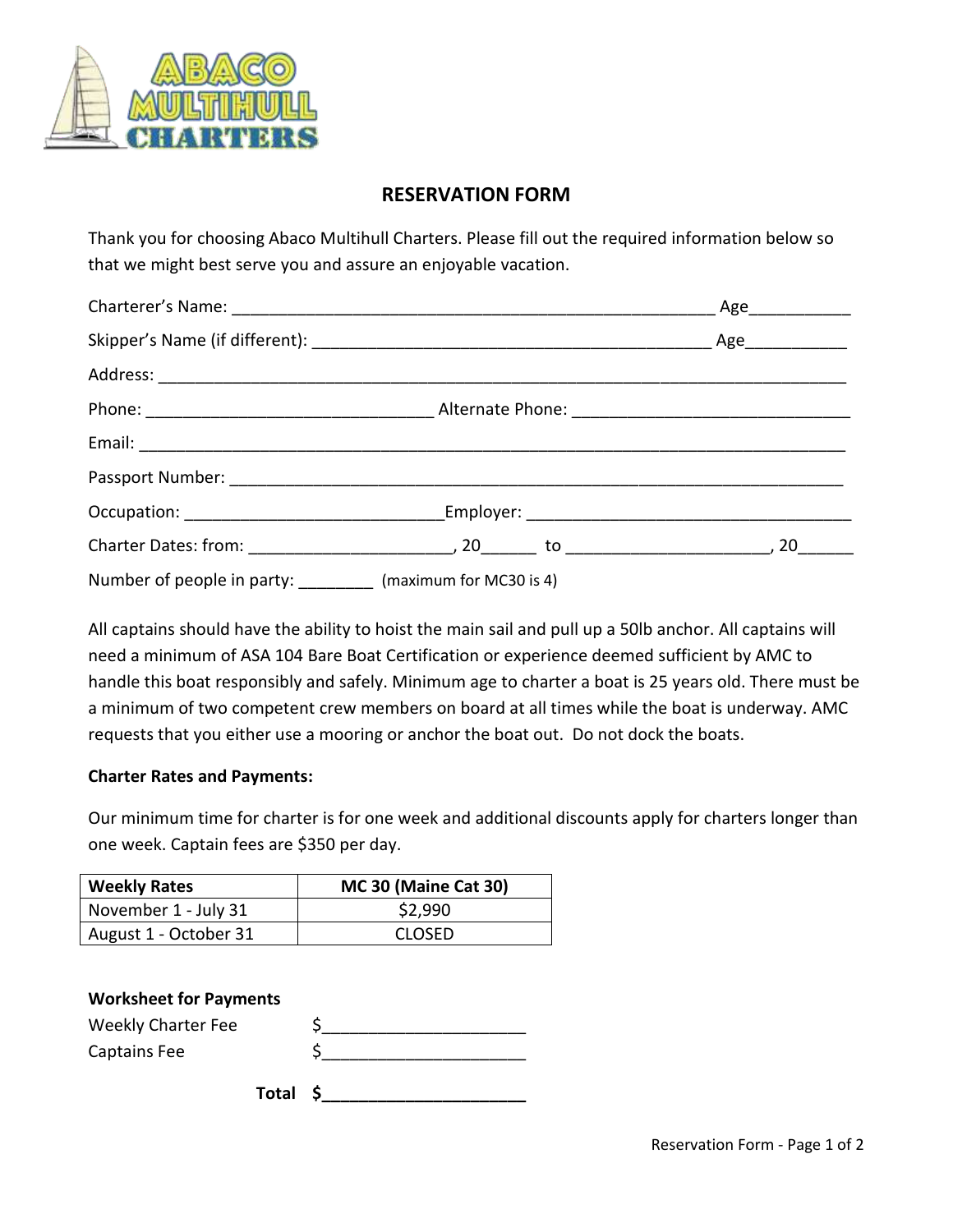# RESERVATION FORM

Thank you for choosing Abaco Multihull Charters. Please fill out the required information below so that we might best serve you and assure an enjoyable vacation.

Charterer's Name: ______________________________________________________ Age___________

Skipper's Name (if different): _____________________________________________ Age___________

Address: ______________________________________________________________________________

Phone: _______________________________ Alternate Phone: ______________________________

Email: ________________________________________________________________________________

Passport Number: _____________________________________________________________________

Occupation: ____________________________Employer: ___________________________________

Charter Dates: from: ______________________, 20______ to ______________________, 20______

Number of people in party: ________ (maximum for MC30 is 4)

All captains should have the ability to hoist the main sail and pull up a 50lb anchor. All captains will need a minimum of ASA 104 Bare Boat Certification or experience deemed sufficient by AMC to handle this boat responsibly and safely. Minimum age to charter a boat is 25 years old. There must be a minimum of two competent crew members on board at all times while the boat is underway. AMC requests that you either use a mooring or anchor the boat out. Do not dock the boats.

**Charter Rates and Payments:**

Our minimum time for charter is for one week and additional discounts apply for charters longer than one week. Captain fees are $350 per day.

| **Weekly Rates** | **MC 30 (Maine Cat 30)** |
|---|---|
| November 1 - July 31 | $2,990 |
| August 1 - October 31 | CLOSED |

**Worksheet for Payments**

Weekly Charter Fee $______________________

Captains Fee $______________________

**Total $______________________**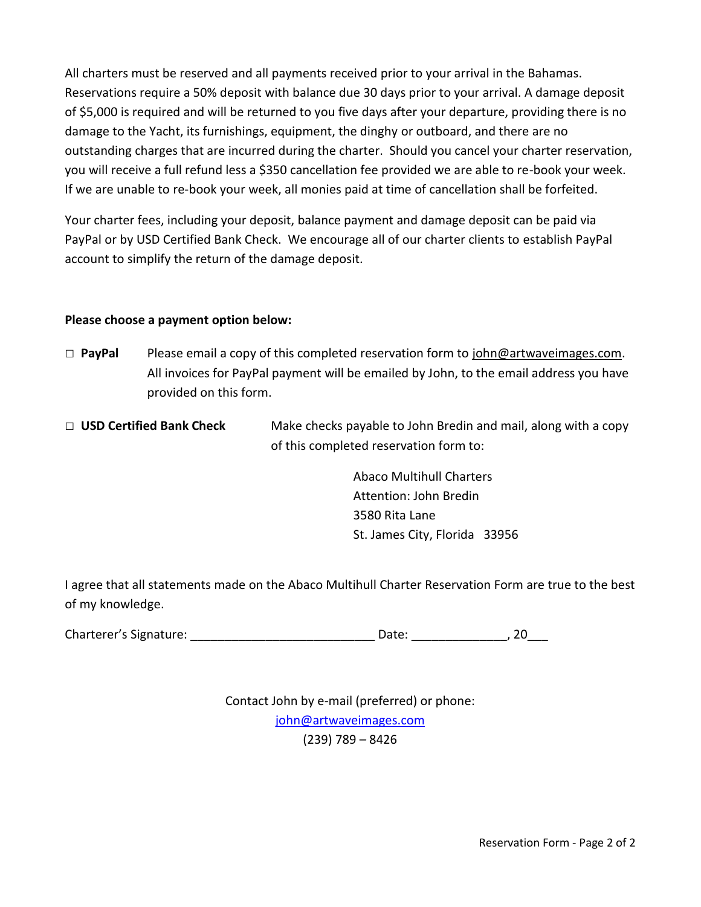All charters must be reserved and all payments received prior to your arrival in the Bahamas. Reservations require a 50% deposit with balance due 30 days prior to your arrival. A damage deposit of $5,000 is required and will be returned to you five days after your departure, providing there is no damage to the Yacht, its furnishings, equipment, the dinghy or outboard, and there are no outstanding charges that are incurred during the charter. Should you cancel your charter reservation, you will receive a full refund less a $350 cancellation fee provided we are able to re-book your week. If we are unable to re-book your week, all monies paid at time of cancellation shall be forfeited.

Your charter fees, including your deposit, balance payment and damage deposit can be paid via PayPal or by USD Certified Bank Check. We encourage all of our charter clients to establish PayPal account to simplify the return of the damage deposit.

**Please choose a payment option below:**

□ **PayPal** Please email a copy of this completed reservation form to john@artwaveimages.com. All invoices for PayPal payment will be emailed by John, to the email address you have provided on this form.

□ **USD Certified Bank Check** Make checks payable to John Bredin and mail, along with a copy of this completed reservation form to:

Abaco Multihull Charters
Attention: John Bredin
3580 Rita Lane
St. James City, Florida 33956

I agree that all statements made on the Abaco Multihull Charter Reservation Form are true to the best of my knowledge.

Charterer's Signature: ___________________________ Date: ______________, 20___

Contact John by e-mail (preferred) or phone:
john@artwaveimages.com
(239) 789 – 8426